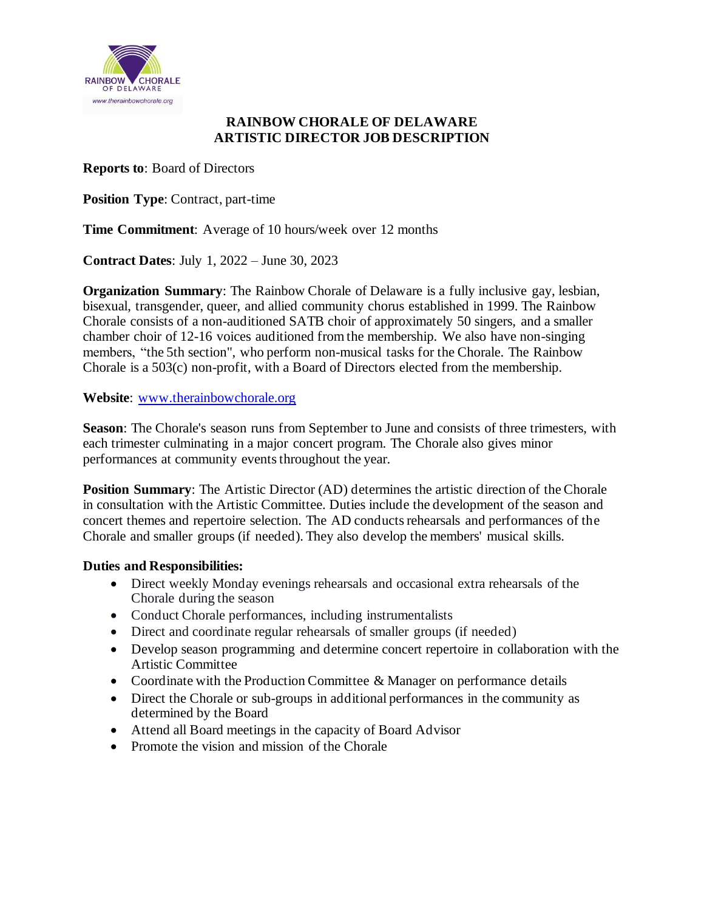# RAINBOW CHORALE OF DELAWARE
# ARTISTIC DIRECTOR JOB DESCRIPTION

**Reports to**: Board of Directors

**Position Type**: Contract, part-time

**Time Commitment**: Average of 10 hours/week over 12 months

**Contract Dates**: July 1, 2022 – June 30, 2023

**Organization Summary**: The Rainbow Chorale of Delaware is a fully inclusive gay, lesbian, bisexual, transgender, queer, and allied community chorus established in 1999. The Rainbow Chorale consists of a non-auditioned SATB choir of approximately 50 singers, and a smaller chamber choir of 12-16 voices auditioned from the membership. We also have non-singing members, "the 5th section", who perform non-musical tasks for the Chorale. The Rainbow Chorale is a 503(c) non-profit, with a Board of Directors elected from the membership.

**Website**: www.therainbowchorale.org

**Season**: The Chorale's season runs from September to June and consists of three trimesters, with each trimester culminating in a major concert program. The Chorale also gives minor performances at community events throughout the year.

**Position Summary**: The Artistic Director (AD) determines the artistic direction of the Chorale in consultation with the Artistic Committee. Duties include the development of the season and concert themes and repertoire selection. The AD conducts rehearsals and performances of the Chorale and smaller groups (if needed). They also develop the members' musical skills.

**Duties and Responsibilities:**

- Direct weekly Monday evenings rehearsals and occasional extra rehearsals of the Chorale during the season
- Conduct Chorale performances, including instrumentalists
- Direct and coordinate regular rehearsals of smaller groups (if needed)
- Develop season programming and determine concert repertoire in collaboration with the Artistic Committee
- Coordinate with the Production Committee & Manager on performance details
- Direct the Chorale or sub-groups in additional performances in the community as determined by the Board
- Attend all Board meetings in the capacity of Board Advisor
- Promote the vision and mission of the Chorale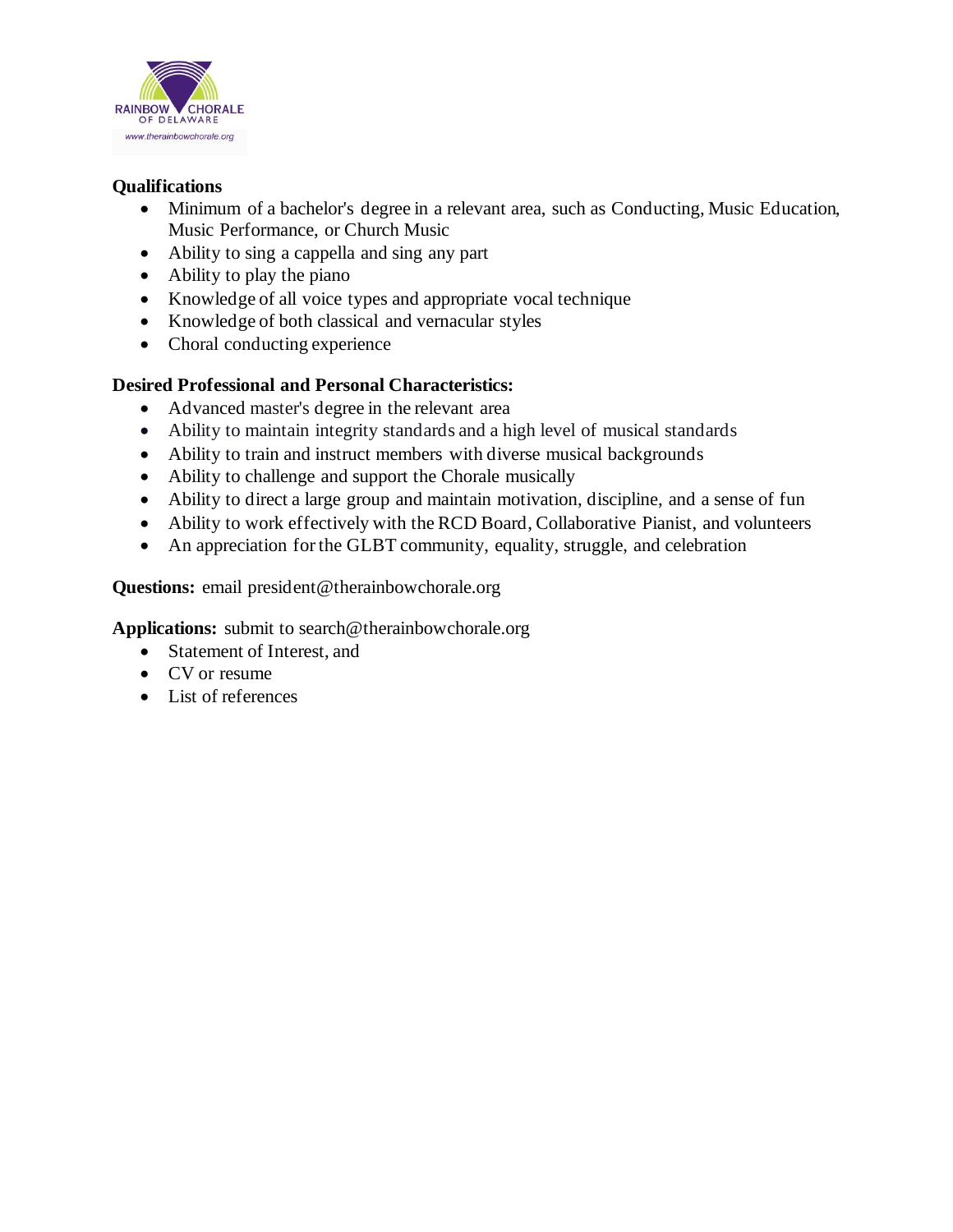**Qualifications**

- Minimum of a bachelor's degree in a relevant area, such as Conducting, Music Education, Music Performance, or Church Music
- Ability to sing a cappella and sing any part
- Ability to play the piano
- Knowledge of all voice types and appropriate vocal technique
- Knowledge of both classical and vernacular styles
- Choral conducting experience

**Desired Professional and Personal Characteristics:**

- Advanced master's degree in the relevant area
- Ability to maintain integrity standards and a high level of musical standards
- Ability to train and instruct members with diverse musical backgrounds
- Ability to challenge and support the Chorale musically
- Ability to direct a large group and maintain motivation, discipline, and a sense of fun
- Ability to work effectively with the RCD Board, Collaborative Pianist, and volunteers
- An appreciation for the GLBT community, equality, struggle, and celebration

**Questions:** email president@therainbowchorale.org

**Applications:** submit to search@therainbowchorale.org

- Statement of Interest, and
- CV or resume
- List of references